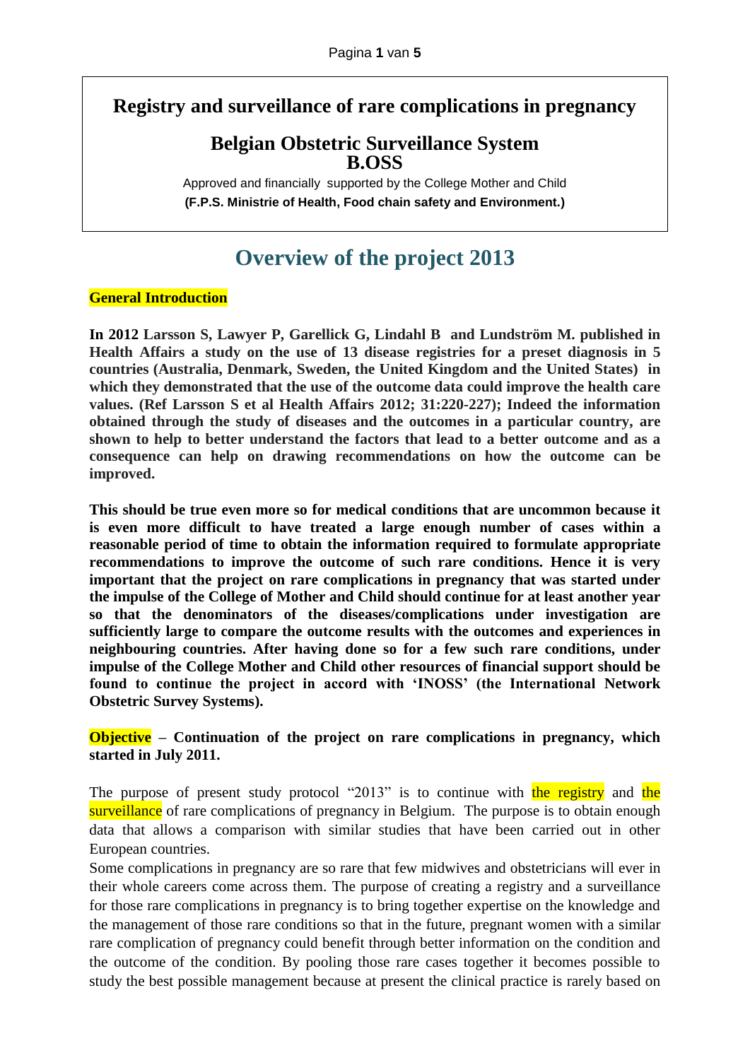# Registry and surveillance of rare complications in pregnancy

## Belgian Obstetric Surveillance System B.OSS

Approved and financially supported by the College Mother and Child

**(F.P.S. Ministrie of Health, Food chain safety and Environment.)**

# Overview of the project 2013

**General Introduction**

**In 2012 Larsson S, Lawyer P, Garellick G, Lindahl B and Lundström M. published in Health Affairs a study on the use of 13 disease registries for a preset diagnosis in 5 countries (Australia, Denmark, Sweden, the United Kingdom and the United States) in which they demonstrated that the use of the outcome data could improve the health care values. (Ref Larsson S et al Health Affairs 2012; 31:220-227); Indeed the information obtained through the study of diseases and the outcomes in a particular country, are shown to help to better understand the factors that lead to a better outcome and as a consequence can help on drawing recommendations on how the outcome can be improved.**

**This should be true even more so for medical conditions that are uncommon because it is even more difficult to have treated a large enough number of cases within a reasonable period of time to obtain the information required to formulate appropriate recommendations to improve the outcome of such rare conditions. Hence it is very important that the project on rare complications in pregnancy that was started under the impulse of the College of Mother and Child should continue for at least another year so that the denominators of the diseases/complications under investigation are sufficiently large to compare the outcome results with the outcomes and experiences in neighbouring countries. After having done so for a few such rare conditions, under impulse of the College Mother and Child other resources of financial support should be found to continue the project in accord with 'INOSS' (the International Network Obstetric Survey Systems).**

**Objective – Continuation of the project on rare complications in pregnancy, which started in July 2011.**

The purpose of present study protocol "2013" is to continue with the registry and the surveillance of rare complications of pregnancy in Belgium. The purpose is to obtain enough data that allows a comparison with similar studies that have been carried out in other European countries.
Some complications in pregnancy are so rare that few midwives and obstetricians will ever in their whole careers come across them. The purpose of creating a registry and a surveillance for those rare complications in pregnancy is to bring together expertise on the knowledge and the management of those rare conditions so that in the future, pregnant women with a similar rare complication of pregnancy could benefit through better information on the condition and the outcome of the condition. By pooling those rare cases together it becomes possible to study the best possible management because at present the clinical practice is rarely based on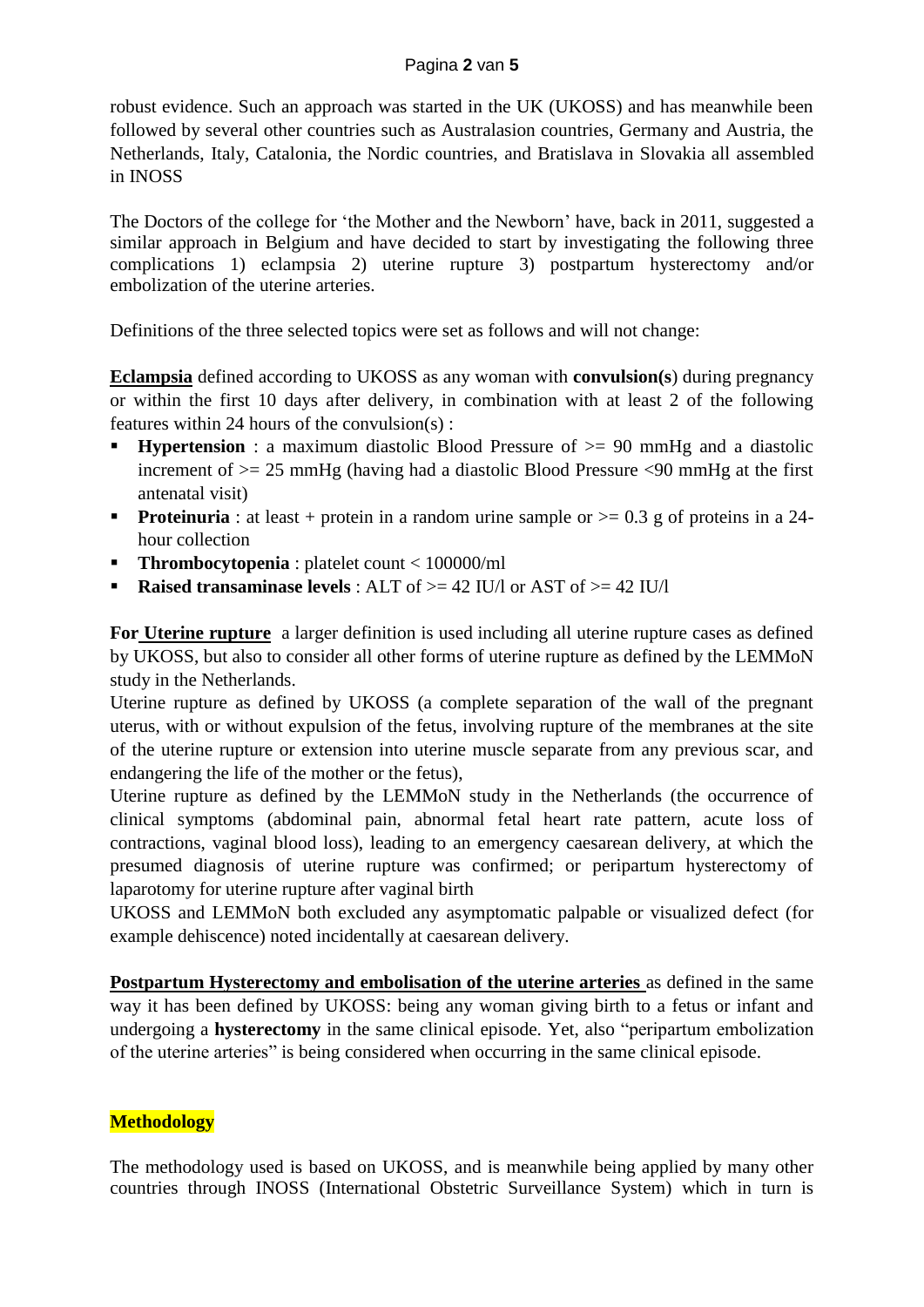robust evidence. Such an approach was started in the UK (UKOSS) and has meanwhile been followed by several other countries such as Australasion countries, Germany and Austria, the Netherlands, Italy, Catalonia, the Nordic countries, and Bratislava in Slovakia all assembled in INOSS

The Doctors of the college for 'the Mother and the Newborn' have, back in 2011, suggested a similar approach in Belgium and have decided to start by investigating the following three complications 1) eclampsia 2) uterine rupture 3) postpartum hysterectomy and/or embolization of the uterine arteries.

Definitions of the three selected topics were set as follows and will not change:

**Eclampsia** defined according to UKOSS as any woman with **convulsion(s**) during pregnancy or within the first 10 days after delivery, in combination with at least 2 of the following features within 24 hours of the convulsion(s) :

- **Hypertension** : a maximum diastolic Blood Pressure of >= 90 mmHg and a diastolic increment of >= 25 mmHg (having had a diastolic Blood Pressure <90 mmHg at the first antenatal visit)
- **Proteinuria** : at least + protein in a random urine sample or >= 0.3 g of proteins in a 24-hour collection
- **Thrombocytopenia** : platelet count < 100000/ml
- **Raised transaminase levels** : ALT of >= 42 IU/l or AST of >= 42 IU/l

**For Uterine rupture** a larger definition is used including all uterine rupture cases as defined by UKOSS, but also to consider all other forms of uterine rupture as defined by the LEMMoN study in the Netherlands.

Uterine rupture as defined by UKOSS (a complete separation of the wall of the pregnant uterus, with or without expulsion of the fetus, involving rupture of the membranes at the site of the uterine rupture or extension into uterine muscle separate from any previous scar, and endangering the life of the mother or the fetus),

Uterine rupture as defined by the LEMMoN study in the Netherlands (the occurrence of clinical symptoms (abdominal pain, abnormal fetal heart rate pattern, acute loss of contractions, vaginal blood loss), leading to an emergency caesarean delivery, at which the presumed diagnosis of uterine rupture was confirmed; or peripartum hysterectomy of laparotomy for uterine rupture after vaginal birth

UKOSS and LEMMoN both excluded any asymptomatic palpable or visualized defect (for example dehiscence) noted incidentally at caesarean delivery.

**Postpartum Hysterectomy and embolisation of the uterine arteries** as defined in the same way it has been defined by UKOSS: being any woman giving birth to a fetus or infant and undergoing a **hysterectomy** in the same clinical episode. Yet, also "peripartum embolization of the uterine arteries" is being considered when occurring in the same clinical episode.

## Methodology

The methodology used is based on UKOSS, and is meanwhile being applied by many other countries through INOSS (International Obstetric Surveillance System) which in turn is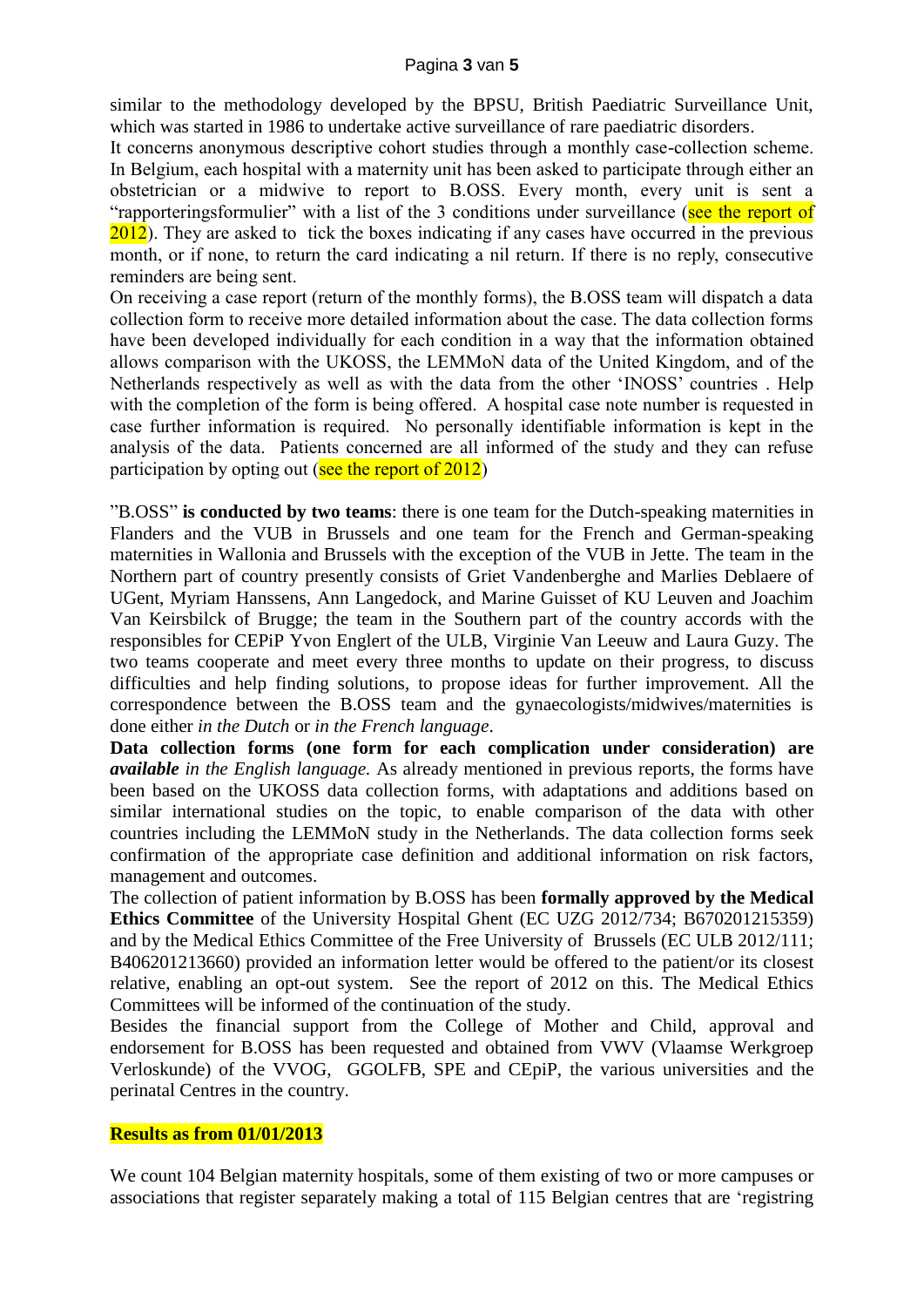similar to the methodology developed by the BPSU, British Paediatric Surveillance Unit, which was started in 1986 to undertake active surveillance of rare paediatric disorders.
It concerns anonymous descriptive cohort studies through a monthly case-collection scheme. In Belgium, each hospital with a maternity unit has been asked to participate through either an obstetrician or a midwive to report to B.OSS. Every month, every unit is sent a "rapporteringsformulier" with a list of the 3 conditions under surveillance (see the report of 2012). They are asked to tick the boxes indicating if any cases have occurred in the previous month, or if none, to return the card indicating a nil return. If there is no reply, consecutive reminders are being sent.
On receiving a case report (return of the monthly forms), the B.OSS team will dispatch a data collection form to receive more detailed information about the case. The data collection forms have been developed individually for each condition in a way that the information obtained allows comparison with the UKOSS, the LEMMoN data of the United Kingdom, and of the Netherlands respectively as well as with the data from the other 'INOSS' countries . Help with the completion of the form is being offered. A hospital case note number is requested in case further information is required. No personally identifiable information is kept in the analysis of the data. Patients concerned are all informed of the study and they can refuse participation by opting out (see the report of 2012)

"B.OSS" **is conducted by two teams**: there is one team for the Dutch-speaking maternities in Flanders and the VUB in Brussels and one team for the French and German-speaking maternities in Wallonia and Brussels with the exception of the VUB in Jette. The team in the Northern part of country presently consists of Griet Vandenberghe and Marlies Deblaere of UGent, Myriam Hanssens, Ann Langedock, and Marine Guisset of KU Leuven and Joachim Van Keirsbilck of Brugge; the team in the Southern part of the country accords with the responsibles for CEPiP Yvon Englert of the ULB, Virginie Van Leeuw and Laura Guzy. The two teams cooperate and meet every three months to update on their progress, to discuss difficulties and help finding solutions, to propose ideas for further improvement. All the correspondence between the B.OSS team and the gynaecologists/midwives/maternities is done either *in the Dutch* or *in the French language*.
**Data collection forms (one form for each complication under consideration) are *available*** *in the English language.* As already mentioned in previous reports, the forms have been based on the UKOSS data collection forms, with adaptations and additions based on similar international studies on the topic, to enable comparison of the data with other countries including the LEMMoN study in the Netherlands. The data collection forms seek confirmation of the appropriate case definition and additional information on risk factors, management and outcomes.
The collection of patient information by B.OSS has been **formally approved by the Medical Ethics Committee** of the University Hospital Ghent (EC UZG 2012/734; B670201215359) and by the Medical Ethics Committee of the Free University of Brussels (EC ULB 2012/111; B406201213660) provided an information letter would be offered to the patient/or its closest relative, enabling an opt-out system. See the report of 2012 on this. The Medical Ethics Committees will be informed of the continuation of the study.
Besides the financial support from the College of Mother and Child, approval and endorsement for B.OSS has been requested and obtained from VWV (Vlaamse Werkgroep Verloskunde) of the VVOG, GGOLFB, SPE and CEpiP, the various universities and the perinatal Centres in the country.

**Results as from 01/01/2013**

We count 104 Belgian maternity hospitals, some of them existing of two or more campuses or associations that register separately making a total of 115 Belgian centres that are 'registring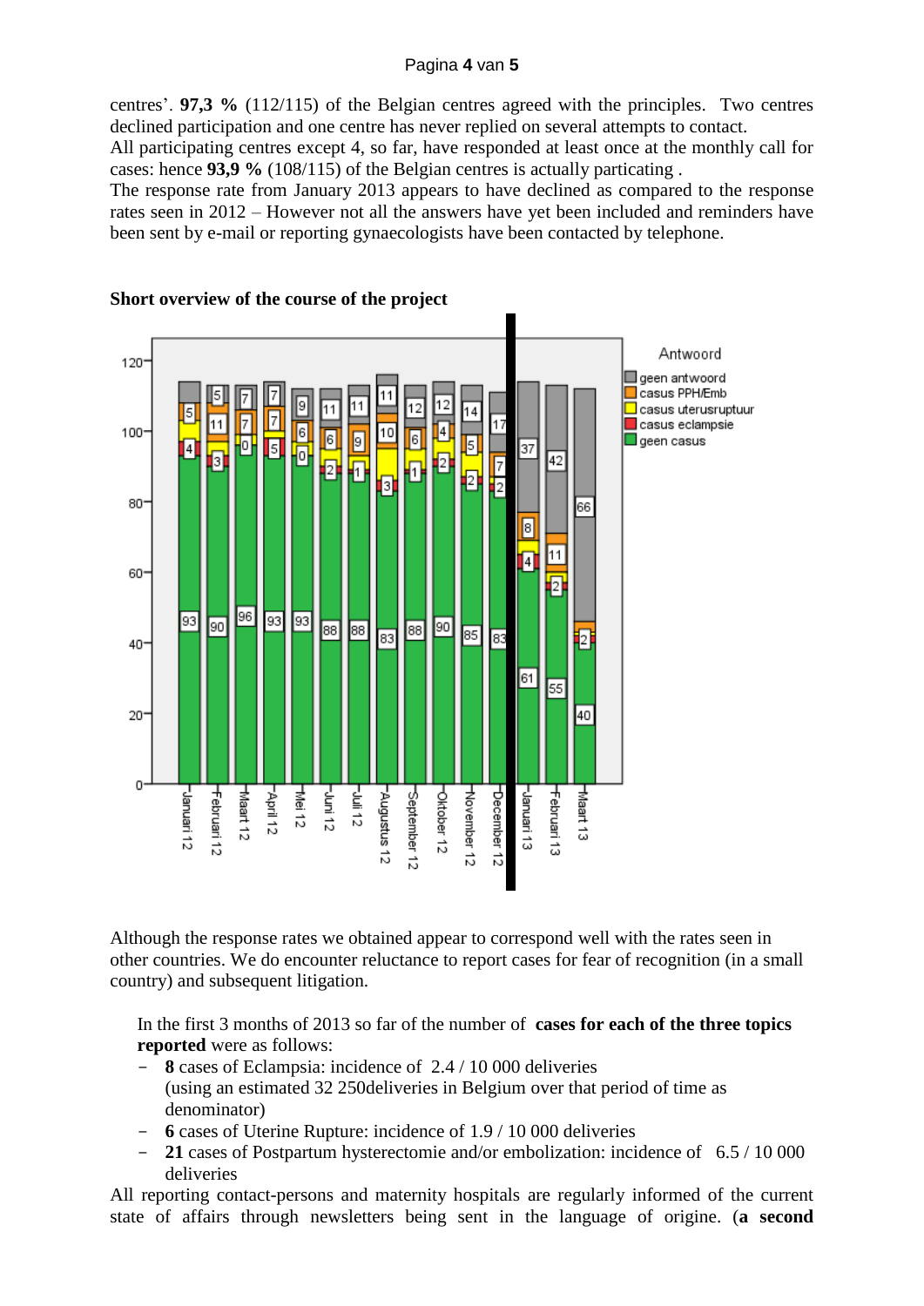centres'. **97,3 %** (112/115) of the Belgian centres agreed with the principles.  Two centres declined participation and one centre has never replied on several attempts to contact.
All participating centres except 4, so far, have responded at least once at the monthly call for cases: hence **93,9 %** (108/115) of the Belgian centres is actually particating .
The response rate from January 2013 appears to have declined as compared to the response rates seen in 2012 – However not all the answers have yet been included and reminders have been sent by e-mail or reporting gynaecologists have been contacted by telephone.

**Short overview of the course of the project**

Although the response rates we obtained appear to correspond well with the rates seen in other countries. We do encounter reluctance to report cases for fear of recognition (in a small country) and subsequent litigation.

In the first 3 months of 2013 so far of the number of **cases for each of the three topics reported** were as follows:

- **8** cases of Eclampsia: incidence of 2.4 / 10 000 deliveries
  (using an estimated 32 250deliveries in Belgium over that period of time as denominator)
- **6** cases of Uterine Rupture: incidence of 1.9 / 10 000 deliveries
- **21** cases of Postpartum hysterectomie and/or embolization: incidence of 6.5 / 10 000 deliveries

All reporting contact-persons and maternity hospitals are regularly informed of the current state of affairs through newsletters being sent in the language of origine. (**a second**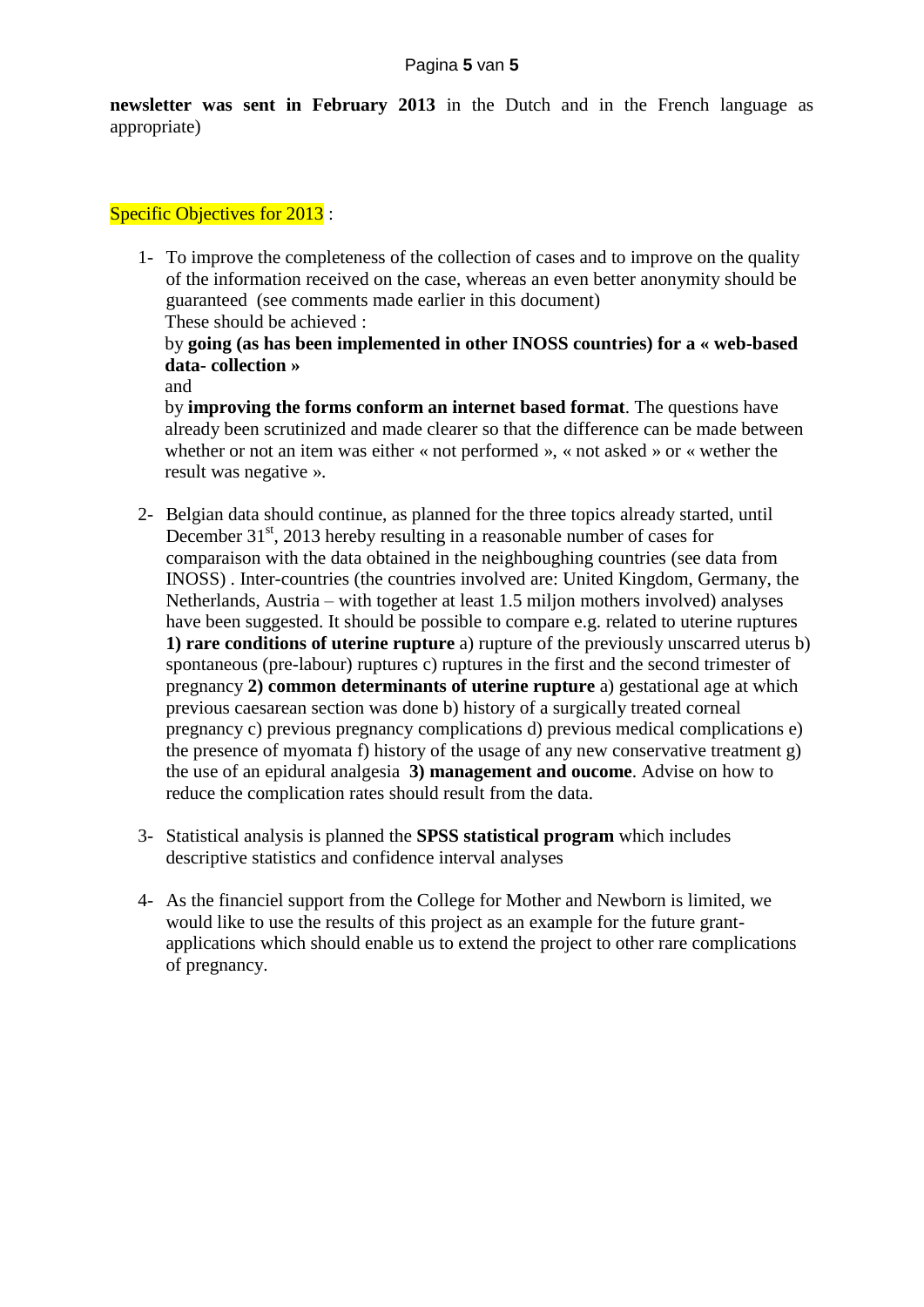**newsletter was sent in February 2013** in the Dutch and in the French language as appropriate)

Specific Objectives for 2013 :

1- To improve the completeness of the collection of cases and to improve on the quality of the information received on the case, whereas an even better anonymity should be guaranteed (see comments made earlier in this document)
   These should be achieved :
   by **going (as has been implemented in other INOSS countries) for a « web-based data- collection »**
   and
   by **improving the forms conform an internet based format**. The questions have already been scrutinized and made clearer so that the difference can be made between whether or not an item was either « not performed », « not asked » or « wether the result was negative ».

2- Belgian data should continue, as planned for the three topics already started, until December 31st, 2013 hereby resulting in a reasonable number of cases for comparaison with the data obtained in the neighboughing countries (see data from INOSS) . Inter-countries (the countries involved are: United Kingdom, Germany, the Netherlands, Austria – with together at least 1.5 miljon mothers involved) analyses have been suggested. It should be possible to compare e.g. related to uterine ruptures **1) rare conditions of uterine rupture** a) rupture of the previously unscarred uterus b) spontaneous (pre-labour) ruptures c) ruptures in the first and the second trimester of pregnancy **2) common determinants of uterine rupture** a) gestational age at which previous caesarean section was done b) history of a surgically treated corneal pregnancy c) previous pregnancy complications d) previous medical complications e) the presence of myomata f) history of the usage of any new conservative treatment g) the use of an epidural analgesia **3) management and oucome**. Advise on how to reduce the complication rates should result from the data.

3- Statistical analysis is planned the **SPSS statistical program** which includes descriptive statistics and confidence interval analyses

4- As the financiel support from the College for Mother and Newborn is limited, we would like to use the results of this project as an example for the future grant-applications which should enable us to extend the project to other rare complications of pregnancy.